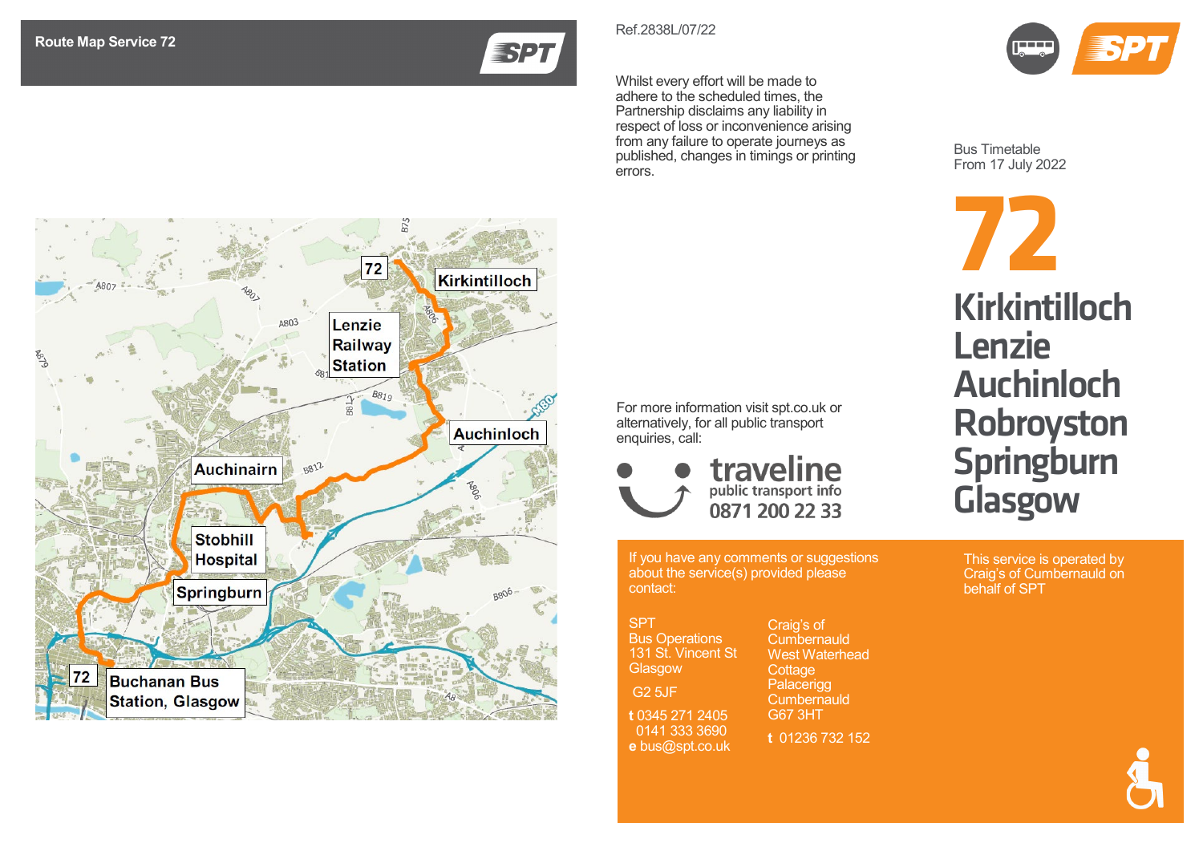## Route Map Service 72

SPT

72

Kirkintilloch

Lenzie Railway Station

Auchinloch

Auchinairn

Stobhill Hospital

Springburn

72

Buchanan Bus Station, Glasgow

Ref.2838L/07/22

Whilst every effort will be made to adhere to the scheduled times, the Partnership disclaims any liability in respect of loss or inconvenience arising from any failure to operate journeys as published, changes in timings or printing errors.

For more information visit spt.co.uk or alternatively, for all public transport enquiries, call:

**traveline**
public transport info
**0871 200 22 33**

If you have any comments or suggestions about the service(s) provided please contact:

SPT
Bus Operations
131 St. Vincent St
Glasgow
G2 5JF
**t** 0345 271 2405
0141 333 3690
**e** bus@spt.co.uk

Craig's of Cumbernauld
West Waterhead Cottage
Palacerigg
Cumbernauld
G67 3HT
**t** 01236 732 152

SPT

Bus Timetable
From 17 July 2022

# 72

# Kirkintilloch
# Lenzie
# Auchinloch
# Robroyston
# Springburn
# Glasgow

This service is operated by Craig's of Cumbernauld on behalf of SPT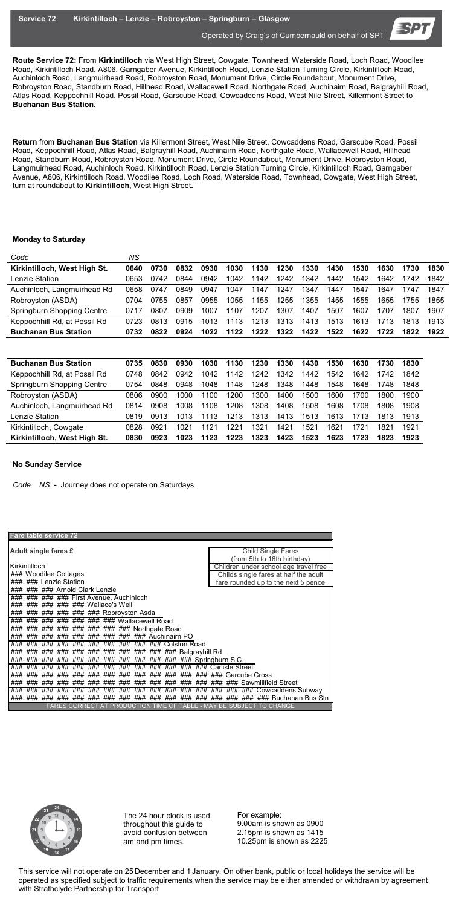**Service 72** Kirkintilloch – Lenzie – Robroyston – Springburn – Glasgow

Operated by Craig's of Cumbernauld on behalf of SPT

**Route Service 72:** From **Kirkintilloch** via West High Street, Cowgate, Townhead, Waterside Road, Loch Road, Woodilee Road, Kirkintilloch Road, A806, Garngaber Avenue, Kirkintilloch Road, Lenzie Station Turning Circle, Kirkintilloch Road, Auchinloch Road, Langmuirhead Road, Robroyston Road, Monument Drive, Circle Roundabout, Monument Drive, Robroyston Road, Standburn Road, Hillhead Road, Wallacewell Road, Northgate Road, Auchinairn Road, Balgrayhill Road, Atlas Road, Keppochhill Road, Possil Road, Garscube Road, Cowcaddens Road, West Nile Street, Killermont Street to **Buchanan Bus Station.**

**Return** from **Buchanan Bus Station** via Killermont Street, West Nile Street, Cowcaddens Road, Garscube Road, Possil Road, Keppochhill Road, Atlas Road, Balgrayhill Road, Auchinairn Road, Northgate Road, Wallacewell Road, Hillhead Road, Standburn Road, Robroyston Road, Monument Drive, Circle Roundabout, Monument Drive, Robroyston Road, Langmuirhead Road, Auchinloch Road, Kirkintilloch Road, Lenzie Station Turning Circle, Kirkintilloch Road, Garngaber Avenue, A806, Kirkintilloch Road, Woodilee Road, Loch Road, Waterside Road, Townhead, Cowgate, West High Street, turn at roundabout to **Kirkintilloch,** West High Street**.**

### Monday to Saturday

| Code | NS | | | | | | | | | | | | |
|---|---|---|---|---|---|---|---|---|---|---|---|---|---|
| **Kirkintilloch, West High St.** | **0640** | **0730** | **0832** | **0930** | **1030** | **1130** | **1230** | **1330** | **1430** | **1530** | **1630** | **1730** | **1830** |
| Lenzie Station | 0653 | 0742 | 0844 | 0942 | 1042 | 1142 | 1242 | 1342 | 1442 | 1542 | 1642 | 1742 | 1842 |
| Auchinloch, Langmuirhead Rd | 0658 | 0747 | 0849 | 0947 | 1047 | 1147 | 1247 | 1347 | 1447 | 1547 | 1647 | 1747 | 1847 |
| Robroyston (ASDA) | 0704 | 0755 | 0857 | 0955 | 1055 | 1155 | 1255 | 1355 | 1455 | 1555 | 1655 | 1755 | 1855 |
| Springburn Shopping Centre | 0717 | 0807 | 0909 | 1007 | 1107 | 1207 | 1307 | 1407 | 1507 | 1607 | 1707 | 1807 | 1907 |
| Keppochhill Rd, at Possil Rd | 0723 | 0813 | 0915 | 1013 | 1113 | 1213 | 1313 | 1413 | 1513 | 1613 | 1713 | 1813 | 1913 |
| **Buchanan Bus Station** | **0732** | **0822** | **0924** | **1022** | **1122** | **1222** | **1322** | **1422** | **1522** | **1622** | **1722** | **1822** | **1922** |

| | | | | | | | | | | | | |
|---|---|---|---|---|---|---|---|---|---|---|---|---|
| **Buchanan Bus Station** | **0735** | **0830** | **0930** | **1030** | **1130** | **1230** | **1330** | **1430** | **1530** | **1630** | **1730** | **1830** |
| Keppochhill Rd, at Possil Rd | 0748 | 0842 | 0942 | 1042 | 1142 | 1242 | 1342 | 1442 | 1542 | 1642 | 1742 | 1842 |
| Springburn Shopping Centre | 0754 | 0848 | 0948 | 1048 | 1148 | 1248 | 1348 | 1448 | 1548 | 1648 | 1748 | 1848 |
| Robroyston (ASDA) | 0806 | 0900 | 1000 | 1100 | 1200 | 1300 | 1400 | 1500 | 1600 | 1700 | 1800 | 1900 |
| Auchinloch, Langmuirhead Rd | 0814 | 0908 | 1008 | 1108 | 1208 | 1308 | 1408 | 1508 | 1608 | 1708 | 1808 | 1908 |
| Lenzie Station | 0819 | 0913 | 1013 | 1113 | 1213 | 1313 | 1413 | 1513 | 1613 | 1713 | 1813 | 1913 |
| Kirkintilloch, Cowgate | 0828 | 0921 | 1021 | 1121 | 1221 | 1321 | 1421 | 1521 | 1621 | 1721 | 1821 | 1921 |
| **Kirkintilloch, West High St.** | **0830** | **0923** | **1023** | **1123** | **1223** | **1323** | **1423** | **1523** | **1623** | **1723** | **1823** | **1923** |

**No Sunday Service**

*Code NS* **-** Journey does not operate on Saturdays

**Fare table service 72**

**Adult single fares £**

Kirkintilloch
### Woodilee Cottages
### ### Lenzie Station
### ### ### Arnold Clark Lenzie
### ### ### ### First Avenue, Auchinloch
### ### ### ### ### Wallace's Well
### ### ### ### ### ### Robroyston Asda
### ### ### ### ### ### ### Wallacewell Road
### ### ### ### ### ### ### ### Northgate Road
### ### ### ### ### ### ### ### ### Auchinairn PO
### ### ### ### ### ### ### ### ### ### Colston Road
### ### ### ### ### ### ### ### ### ### ### Balgrayhill Rd
### ### ### ### ### ### ### ### ### ### ### ### Springburn S.C.
### ### ### ### ### ### ### ### ### ### ### ### ### Carlisle Street
### ### ### ### ### ### ### ### ### ### ### ### ### ### Garcube Cross
### ### ### ### ### ### ### ### ### ### ### ### ### ### ### Sawmillfield Street
### ### ### ### ### ### ### ### ### ### ### ### ### ### ### ### Cowcaddens Subway
### ### ### ### ### ### ### ### ### ### ### ### ### ### ### ### ### Buchanan Bus Stn

Child Single Fares
(from 5th to 16th birthday)
Children under school age travel free
Childs single fares at half the adult fare rounded up to the next 5 pence

FARES CORRECT AT PRODUCTION TIME OF TABLE - MAY BE SUBJECT TO CHANGE

The 24 hour clock is used throughout this guide to avoid confusion between am and pm times.

For example:
9.00am is shown as 0900
2.15pm is shown as 1415
10.25pm is shown as 2225

This service will not operate on 25 December and 1 January. On other bank, public or local holidays the service will be operated as specified subject to traffic requirements when the service may be either amended or withdrawn by agreement with Strathclyde Partnership for Transport